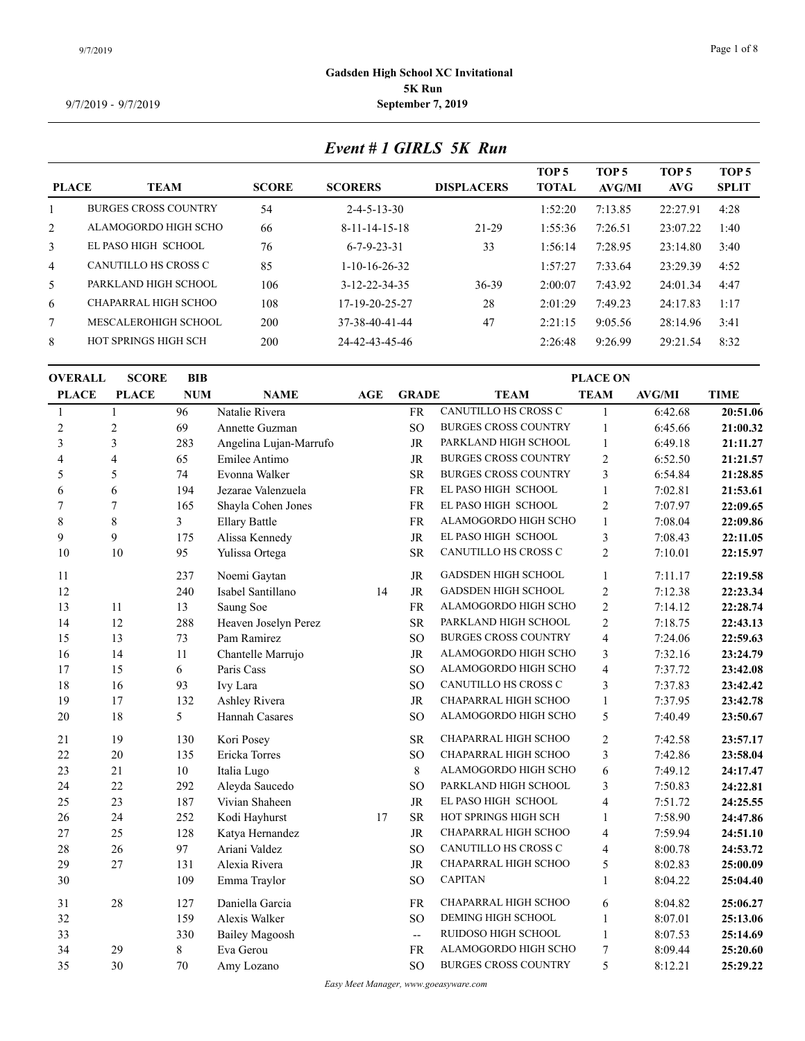9/7/2019 - 9/7/2019

# Gadsden High School XC Invitational

## 5K Run

## September 7, 2019

### *Event # 1 GIRLS 5K Run*

| PLACE | TEAM | SCORE | SCORERS | DISPLACERS | TOP 5 TOTAL | TOP 5 AVG/MI | TOP 5 AVG | TOP 5 SPLIT |
|---|---|---|---|---|---|---|---|---|
| 1 | BURGES CROSS COUNTRY | 54 | 2-4-5-13-30 | | 1:52:20 | 7:13.85 | 22:27.91 | 4:28 |
| 2 | ALAMOGORDO HIGH SCHO | 66 | 8-11-14-15-18 | 21-29 | 1:55:36 | 7:26.51 | 23:07.22 | 1:40 |
| 3 | EL PASO HIGH SCHOOL | 76 | 6-7-9-23-31 | 33 | 1:56:14 | 7:28.95 | 23:14.80 | 3:40 |
| 4 | CANUTILLO HS CROSS C | 85 | 1-10-16-26-32 | | 1:57:27 | 7:33.64 | 23:29.39 | 4:52 |
| 5 | PARKLAND HIGH SCHOOL | 106 | 3-12-22-34-35 | 36-39 | 2:00:07 | 7:43.92 | 24:01.34 | 4:47 |
| 6 | CHAPARRAL HIGH SCHOO | 108 | 17-19-20-25-27 | 28 | 2:01:29 | 7:49.23 | 24:17.83 | 1:17 |
| 7 | MESCALEROHIGH SCHOOL | 200 | 37-38-40-41-44 | 47 | 2:21:15 | 9:05.56 | 28:14.96 | 3:41 |
| 8 | HOT SPRINGS HIGH SCH | 200 | 24-42-43-45-46 | | 2:26:48 | 9:26.99 | 29:21.54 | 8:32 |

| OVERALL PLACE | SCORE PLACE | BIB NUM | NAME | AGE | GRADE | TEAM | PLACE ON TEAM | AVG/MI | TIME |
|---|---|---|---|---|---|---|---|---|---|
| 1 | 1 | 96 | Natalie Rivera | | FR | CANUTILLO HS CROSS C | 1 | 6:42.68 | **20:51.06** |
| 2 | 2 | 69 | Annette Guzman | | SO | BURGES CROSS COUNTRY | 1 | 6:45.66 | **21:00.32** |
| 3 | 3 | 283 | Angelina Lujan-Marrufo | | JR | PARKLAND HIGH SCHOOL | 1 | 6:49.18 | **21:11.27** |
| 4 | 4 | 65 | Emilee Antimo | | JR | BURGES CROSS COUNTRY | 2 | 6:52.50 | **21:21.57** |
| 5 | 5 | 74 | Evonna Walker | | SR | BURGES CROSS COUNTRY | 3 | 6:54.84 | **21:28.85** |
| 6 | 6 | 194 | Jezarae Valenzuela | | FR | EL PASO HIGH SCHOOL | 1 | 7:02.81 | **21:53.61** |
| 7 | 7 | 165 | Shayla Cohen Jones | | FR | EL PASO HIGH SCHOOL | 2 | 7:07.97 | **22:09.65** |
| 8 | 8 | 3 | Ellary Battle | | FR | ALAMOGORDO HIGH SCHO | 1 | 7:08.04 | **22:09.86** |
| 9 | 9 | 175 | Alissa Kennedy | | JR | EL PASO HIGH SCHOOL | 3 | 7:08.43 | **22:11.05** |
| 10 | 10 | 95 | Yulissa Ortega | | SR | CANUTILLO HS CROSS C | 2 | 7:10.01 | **22:15.97** |
| 11 | | 237 | Noemi Gaytan | | JR | GADSDEN HIGH SCHOOL | 1 | 7:11.17 | **22:19.58** |
| 12 | | 240 | Isabel Santillano | 14 | JR | GADSDEN HIGH SCHOOL | 2 | 7:12.38 | **22:23.34** |
| 13 | 11 | 13 | Saung Soe | | FR | ALAMOGORDO HIGH SCHO | 2 | 7:14.12 | **22:28.74** |
| 14 | 12 | 288 | Heaven Joselyn Perez | | SR | PARKLAND HIGH SCHOOL | 2 | 7:18.75 | **22:43.13** |
| 15 | 13 | 73 | Pam Ramirez | | SO | BURGES CROSS COUNTRY | 4 | 7:24.06 | **22:59.63** |
| 16 | 14 | 11 | Chantelle Marrujo | | JR | ALAMOGORDO HIGH SCHO | 3 | 7:32.16 | **23:24.79** |
| 17 | 15 | 6 | Paris Cass | | SO | ALAMOGORDO HIGH SCHO | 4 | 7:37.72 | **23:42.08** |
| 18 | 16 | 93 | Ivy Lara | | SO | CANUTILLO HS CROSS C | 3 | 7:37.83 | **23:42.42** |
| 19 | 17 | 132 | Ashley Rivera | | JR | CHAPARRAL HIGH SCHOO | 1 | 7:37.95 | **23:42.78** |
| 20 | 18 | 5 | Hannah Casares | | SO | ALAMOGORDO HIGH SCHO | 5 | 7:40.49 | **23:50.67** |
| 21 | 19 | 130 | Kori Posey | | SR | CHAPARRAL HIGH SCHOO | 2 | 7:42.58 | **23:57.17** |
| 22 | 20 | 135 | Ericka Torres | | SO | CHAPARRAL HIGH SCHOO | 3 | 7:42.86 | **23:58.04** |
| 23 | 21 | 10 | Italia Lugo | | 8 | ALAMOGORDO HIGH SCHO | 6 | 7:49.12 | **24:17.47** |
| 24 | 22 | 292 | Aleyda Saucedo | | SO | PARKLAND HIGH SCHOOL | 3 | 7:50.83 | **24:22.81** |
| 25 | 23 | 187 | Vivian Shaheen | | JR | EL PASO HIGH SCHOOL | 4 | 7:51.72 | **24:25.55** |
| 26 | 24 | 252 | Kodi Hayhurst | 17 | SR | HOT SPRINGS HIGH SCH | 1 | 7:58.90 | **24:47.86** |
| 27 | 25 | 128 | Katya Hernandez | | JR | CHAPARRAL HIGH SCHOO | 4 | 7:59.94 | **24:51.10** |
| 28 | 26 | 97 | Ariani Valdez | | SO | CANUTILLO HS CROSS C | 4 | 8:00.78 | **24:53.72** |
| 29 | 27 | 131 | Alexia Rivera | | JR | CHAPARRAL HIGH SCHOO | 5 | 8:02.83 | **25:00.09** |
| 30 | | 109 | Emma Traylor | | SO | CAPITAN | 1 | 8:04.22 | **25:04.40** |
| 31 | 28 | 127 | Daniella Garcia | | FR | CHAPARRAL HIGH SCHOO | 6 | 8:04.82 | **25:06.27** |
| 32 | | 159 | Alexis Walker | | SO | DEMING HIGH SCHOOL | 1 | 8:07.01 | **25:13.06** |
| 33 | | 330 | Bailey Magoosh | | -- | RUIDOSO HIGH SCHOOL | 1 | 8:07.53 | **25:14.69** |
| 34 | 29 | 8 | Eva Gerou | | FR | ALAMOGORDO HIGH SCHO | 7 | 8:09.44 | **25:20.60** |
| 35 | 30 | 70 | Amy Lozano | | SO | BURGES CROSS COUNTRY | 5 | 8:12.21 | **25:29.22** |

*Easy Meet Manager, www.goeasyware.com*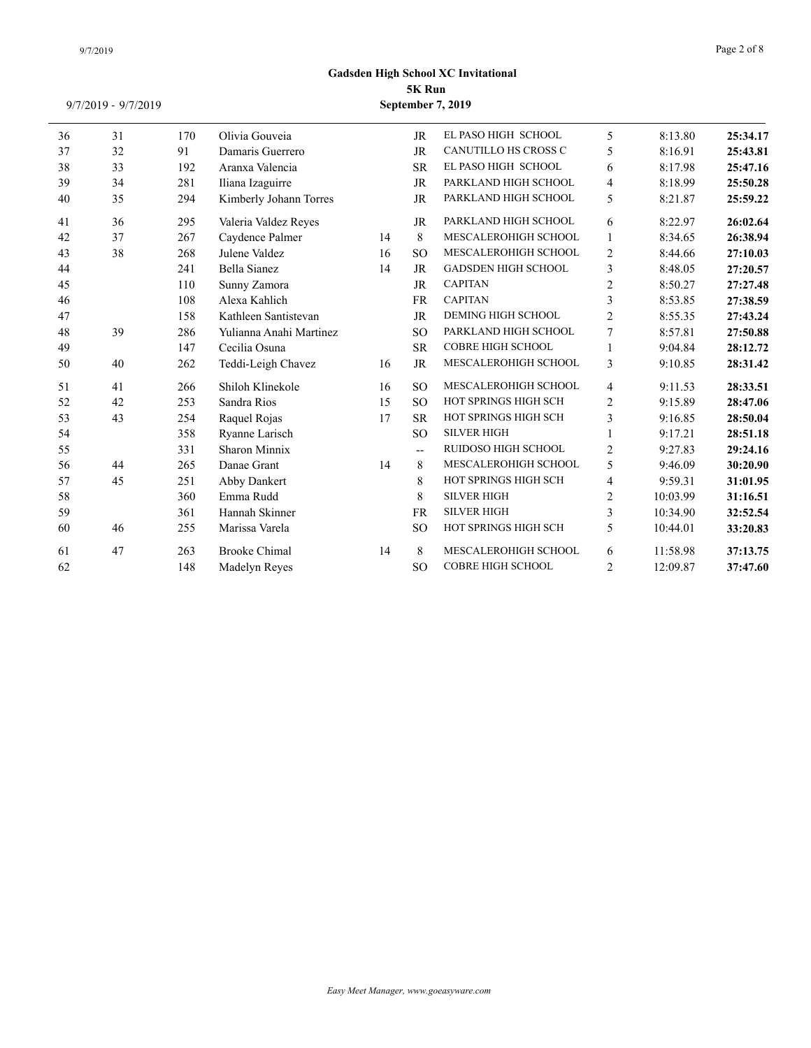**Gadsden High School XC Invitational**
**5K Run**
**September 7, 2019**

9/7/2019 - 9/7/2019

| | | | | | | | | | |
|---|---|---|---|---|---|---|---|---|---|
| 36 | 31 | 170 | Olivia Gouveia | | JR | EL PASO HIGH SCHOOL | 5 | 8:13.80 | **25:34.17** |
| 37 | 32 | 91 | Damaris Guerrero | | JR | CANUTILLO HS CROSS C | 5 | 8:16.91 | **25:43.81** |
| 38 | 33 | 192 | Aranxa Valencia | | SR | EL PASO HIGH SCHOOL | 6 | 8:17.98 | **25:47.16** |
| 39 | 34 | 281 | Iliana Izaguirre | | JR | PARKLAND HIGH SCHOOL | 4 | 8:18.99 | **25:50.28** |
| 40 | 35 | 294 | Kimberly Johann Torres | | JR | PARKLAND HIGH SCHOOL | 5 | 8:21.87 | **25:59.22** |
| 41 | 36 | 295 | Valeria Valdez Reyes | | JR | PARKLAND HIGH SCHOOL | 6 | 8:22.97 | **26:02.64** |
| 42 | 37 | 267 | Caydence Palmer | 14 | 8 | MESCALEROHIGH SCHOOL | 1 | 8:34.65 | **26:38.94** |
| 43 | 38 | 268 | Julene Valdez | 16 | SO | MESCALEROHIGH SCHOOL | 2 | 8:44.66 | **27:10.03** |
| 44 | | 241 | Bella Sianez | 14 | JR | GADSDEN HIGH SCHOOL | 3 | 8:48.05 | **27:20.57** |
| 45 | | 110 | Sunny Zamora | | JR | CAPITAN | 2 | 8:50.27 | **27:27.48** |
| 46 | | 108 | Alexa Kahlich | | FR | CAPITAN | 3 | 8:53.85 | **27:38.59** |
| 47 | | 158 | Kathleen Santistevan | | JR | DEMING HIGH SCHOOL | 2 | 8:55.35 | **27:43.24** |
| 48 | 39 | 286 | Yulianna Anahi Martinez | | SO | PARKLAND HIGH SCHOOL | 7 | 8:57.81 | **27:50.88** |
| 49 | | 147 | Cecilia Osuna | | SR | COBRE HIGH SCHOOL | 1 | 9:04.84 | **28:12.72** |
| 50 | 40 | 262 | Teddi-Leigh Chavez | 16 | JR | MESCALEROHIGH SCHOOL | 3 | 9:10.85 | **28:31.42** |
| 51 | 41 | 266 | Shiloh Klinekole | 16 | SO | MESCALEROHIGH SCHOOL | 4 | 9:11.53 | **28:33.51** |
| 52 | 42 | 253 | Sandra Rios | 15 | SO | HOT SPRINGS HIGH SCH | 2 | 9:15.89 | **28:47.06** |
| 53 | 43 | 254 | Raquel Rojas | 17 | SR | HOT SPRINGS HIGH SCH | 3 | 9:16.85 | **28:50.04** |
| 54 | | 358 | Ryanne Larisch | | SO | SILVER HIGH | 1 | 9:17.21 | **28:51.18** |
| 55 | | 331 | Sharon Minnix | | -- | RUIDOSO HIGH SCHOOL | 2 | 9:27.83 | **29:24.16** |
| 56 | 44 | 265 | Danae Grant | 14 | 8 | MESCALEROHIGH SCHOOL | 5 | 9:46.09 | **30:20.90** |
| 57 | 45 | 251 | Abby Dankert | | 8 | HOT SPRINGS HIGH SCH | 4 | 9:59.31 | **31:01.95** |
| 58 | | 360 | Emma Rudd | | 8 | SILVER HIGH | 2 | 10:03.99 | **31:16.51** |
| 59 | | 361 | Hannah Skinner | | FR | SILVER HIGH | 3 | 10:34.90 | **32:52.54** |
| 60 | 46 | 255 | Marissa Varela | | SO | HOT SPRINGS HIGH SCH | 5 | 10:44.01 | **33:20.83** |
| 61 | 47 | 263 | Brooke Chimal | 14 | 8 | MESCALEROHIGH SCHOOL | 6 | 11:58.98 | **37:13.75** |
| 62 | | 148 | Madelyn Reyes | | SO | COBRE HIGH SCHOOL | 2 | 12:09.87 | **37:47.60** |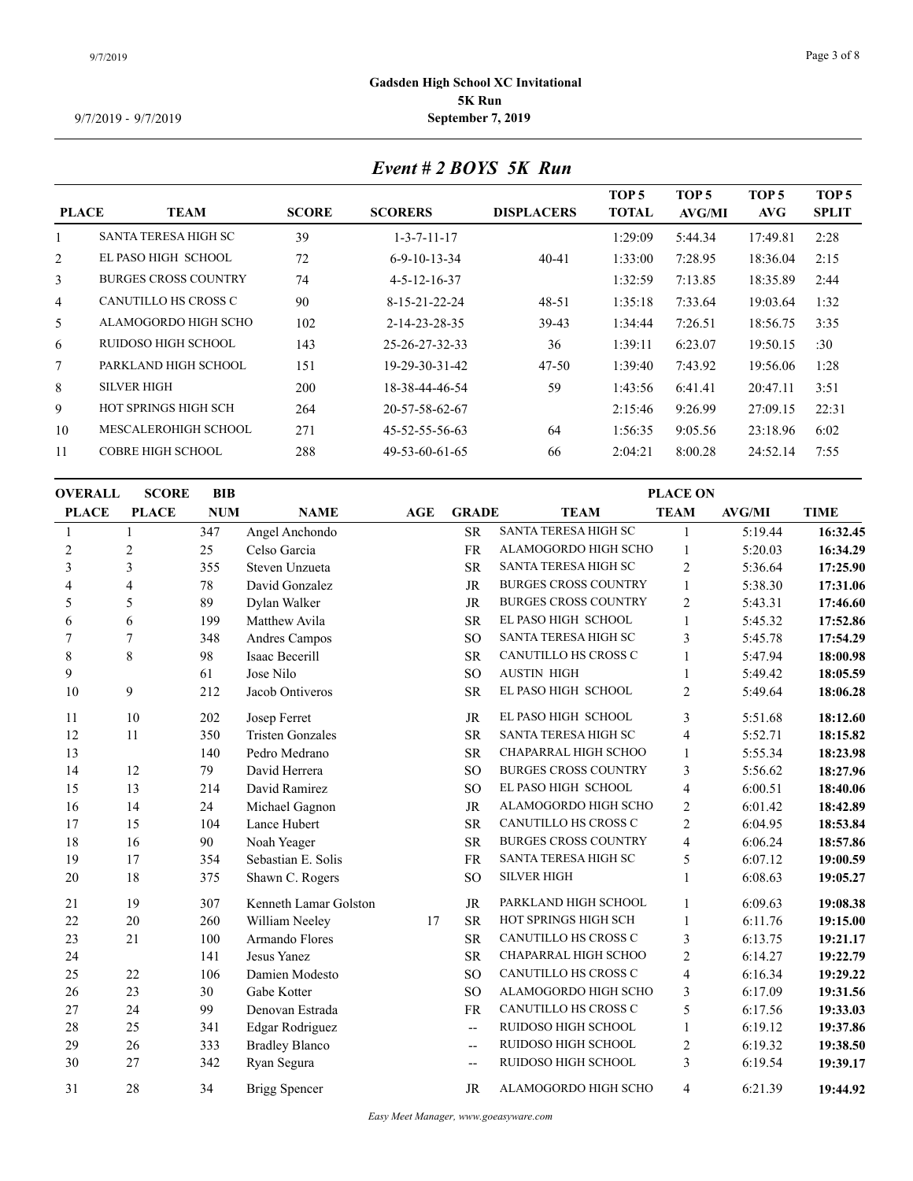# Gadsden High School XC Invitational

**5K Run**

**September 7, 2019**

9/7/2019 - 9/7/2019

## *Event # 2 BOYS 5K Run*

| PLACE | TEAM | SCORE | SCORERS | DISPLACERS | TOP 5 TOTAL | TOP 5 AVG/MI | TOP 5 AVG | TOP 5 SPLIT |
|---|---|---|---|---|---|---|---|---|
| 1 | SANTA TERESA HIGH SC | 39 | 1-3-7-11-17 | | 1:29:09 | 5:44.34 | 17:49.81 | 2:28 |
| 2 | EL PASO HIGH SCHOOL | 72 | 6-9-10-13-34 | 40-41 | 1:33:00 | 7:28.95 | 18:36.04 | 2:15 |
| 3 | BURGES CROSS COUNTRY | 74 | 4-5-12-16-37 | | 1:32:59 | 7:13.85 | 18:35.89 | 2:44 |
| 4 | CANUTILLO HS CROSS C | 90 | 8-15-21-22-24 | 48-51 | 1:35:18 | 7:33.64 | 19:03.64 | 1:32 |
| 5 | ALAMOGORDO HIGH SCHO | 102 | 2-14-23-28-35 | 39-43 | 1:34:44 | 7:26.51 | 18:56.75 | 3:35 |
| 6 | RUIDOSO HIGH SCHOOL | 143 | 25-26-27-32-33 | 36 | 1:39:11 | 6:23.07 | 19:50.15 | :30 |
| 7 | PARKLAND HIGH SCHOOL | 151 | 19-29-30-31-42 | 47-50 | 1:39:40 | 7:43.92 | 19:56.06 | 1:28 |
| 8 | SILVER HIGH | 200 | 18-38-44-46-54 | 59 | 1:43:56 | 6:41.41 | 20:47.11 | 3:51 |
| 9 | HOT SPRINGS HIGH SCH | 264 | 20-57-58-62-67 | | 2:15:46 | 9:26.99 | 27:09.15 | 22:31 |
| 10 | MESCALEROHIGH SCHOOL | 271 | 45-52-55-56-63 | 64 | 1:56:35 | 9:05.56 | 23:18.96 | 6:02 |
| 11 | COBRE HIGH SCHOOL | 288 | 49-53-60-61-65 | 66 | 2:04:21 | 8:00.28 | 24:52.14 | 7:55 |

| OVERALL PLACE | SCORE PLACE | BIB NUM | NAME | AGE | GRADE | TEAM | PLACE ON TEAM | AVG/MI | TIME |
|---|---|---|---|---|---|---|---|---|---|
| 1 | 1 | 347 | Angel Anchondo | | SR | SANTA TERESA HIGH SC | 1 | 5:19.44 | **16:32.45** |
| 2 | 2 | 25 | Celso Garcia | | FR | ALAMOGORDO HIGH SCHO | 1 | 5:20.03 | **16:34.29** |
| 3 | 3 | 355 | Steven Unzueta | | SR | SANTA TERESA HIGH SC | 2 | 5:36.64 | **17:25.90** |
| 4 | 4 | 78 | David Gonzalez | | JR | BURGES CROSS COUNTRY | 1 | 5:38.30 | **17:31.06** |
| 5 | 5 | 89 | Dylan Walker | | JR | BURGES CROSS COUNTRY | 2 | 5:43.31 | **17:46.60** |
| 6 | 6 | 199 | Matthew Avila | | SR | EL PASO HIGH SCHOOL | 1 | 5:45.32 | **17:52.86** |
| 7 | 7 | 348 | Andres Campos | | SO | SANTA TERESA HIGH SC | 3 | 5:45.78 | **17:54.29** |
| 8 | 8 | 98 | Isaac Becerill | | SR | CANUTILLO HS CROSS C | 1 | 5:47.94 | **18:00.98** |
| 9 | | 61 | Jose Nilo | | SO | AUSTIN HIGH | 1 | 5:49.42 | **18:05.59** |
| 10 | 9 | 212 | Jacob Ontiveros | | SR | EL PASO HIGH SCHOOL | 2 | 5:49.64 | **18:06.28** |
| 11 | 10 | 202 | Josep Ferret | | JR | EL PASO HIGH SCHOOL | 3 | 5:51.68 | **18:12.60** |
| 12 | 11 | 350 | Tristen Gonzales | | SR | SANTA TERESA HIGH SC | 4 | 5:52.71 | **18:15.82** |
| 13 | | 140 | Pedro Medrano | | SR | CHAPARRAL HIGH SCHOO | 1 | 5:55.34 | **18:23.98** |
| 14 | 12 | 79 | David Herrera | | SO | BURGES CROSS COUNTRY | 3 | 5:56.62 | **18:27.96** |
| 15 | 13 | 214 | David Ramirez | | SO | EL PASO HIGH SCHOOL | 4 | 6:00.51 | **18:40.06** |
| 16 | 14 | 24 | Michael Gagnon | | JR | ALAMOGORDO HIGH SCHO | 2 | 6:01.42 | **18:42.89** |
| 17 | 15 | 104 | Lance Hubert | | SR | CANUTILLO HS CROSS C | 2 | 6:04.95 | **18:53.84** |
| 18 | 16 | 90 | Noah Yeager | | SR | BURGES CROSS COUNTRY | 4 | 6:06.24 | **18:57.86** |
| 19 | 17 | 354 | Sebastian E. Solis | | FR | SANTA TERESA HIGH SC | 5 | 6:07.12 | **19:00.59** |
| 20 | 18 | 375 | Shawn C. Rogers | | SO | SILVER HIGH | 1 | 6:08.63 | **19:05.27** |
| 21 | 19 | 307 | Kenneth Lamar Golston | | JR | PARKLAND HIGH SCHOOL | 1 | 6:09.63 | **19:08.38** |
| 22 | 20 | 260 | William Neeley | 17 | SR | HOT SPRINGS HIGH SCH | 1 | 6:11.76 | **19:15.00** |
| 23 | 21 | 100 | Armando Flores | | SR | CANUTILLO HS CROSS C | 3 | 6:13.75 | **19:21.17** |
| 24 | | 141 | Jesus Yanez | | SR | CHAPARRAL HIGH SCHOO | 2 | 6:14.27 | **19:22.79** |
| 25 | 22 | 106 | Damien Modesto | | SO | CANUTILLO HS CROSS C | 4 | 6:16.34 | **19:29.22** |
| 26 | 23 | 30 | Gabe Kotter | | SO | ALAMOGORDO HIGH SCHO | 3 | 6:17.09 | **19:31.56** |
| 27 | 24 | 99 | Denovan Estrada | | FR | CANUTILLO HS CROSS C | 5 | 6:17.56 | **19:33.03** |
| 28 | 25 | 341 | Edgar Rodriguez | | -- | RUIDOSO HIGH SCHOOL | 1 | 6:19.12 | **19:37.86** |
| 29 | 26 | 333 | Bradley Blanco | | -- | RUIDOSO HIGH SCHOOL | 2 | 6:19.32 | **19:38.50** |
| 30 | 27 | 342 | Ryan Segura | | -- | RUIDOSO HIGH SCHOOL | 3 | 6:19.54 | **19:39.17** |
| 31 | 28 | 34 | Brigg Spencer | | JR | ALAMOGORDO HIGH SCHO | 4 | 6:21.39 | **19:44.92** |

*Easy Meet Manager, www.goeasyware.com*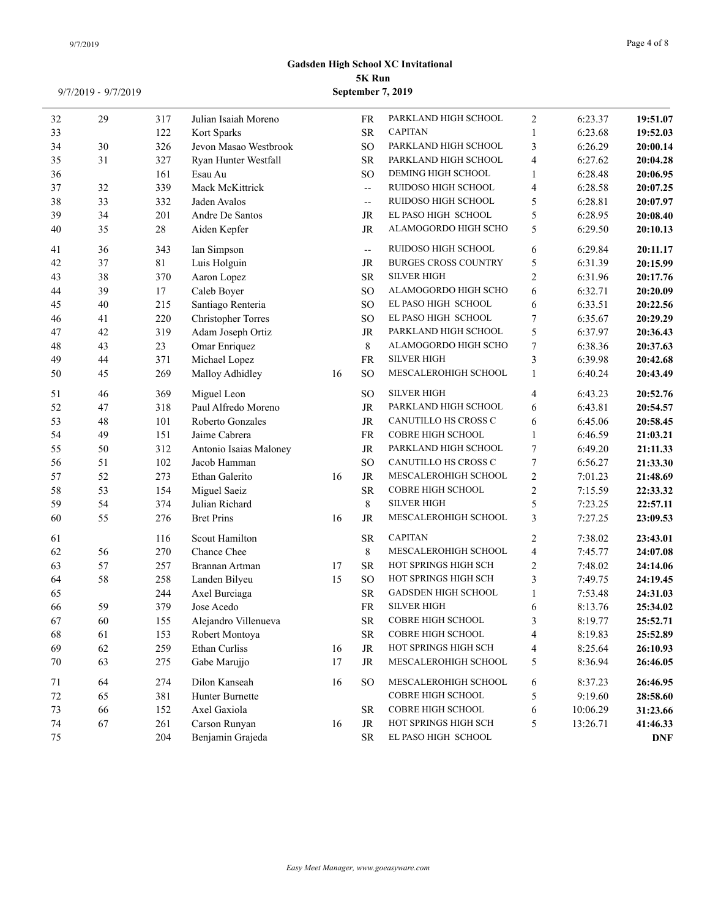9/7/2019 - 9/7/2019

**Gadsden High School XC Invitational**
**5K Run**
**September 7, 2019**

| | | | | | | | | | |
|---|---|---|---|---|---|---|---|---|---|
| 32 | 29 | 317 | Julian Isaiah Moreno | | FR | PARKLAND HIGH SCHOOL | 2 | 6:23.37 | **19:51.07** |
| 33 | | 122 | Kort Sparks | | SR | CAPITAN | 1 | 6:23.68 | **19:52.03** |
| 34 | 30 | 326 | Jevon Masao Westbrook | | SO | PARKLAND HIGH SCHOOL | 3 | 6:26.29 | **20:00.14** |
| 35 | 31 | 327 | Ryan Hunter Westfall | | SR | PARKLAND HIGH SCHOOL | 4 | 6:27.62 | **20:04.28** |
| 36 | | 161 | Esau Au | | SO | DEMING HIGH SCHOOL | 1 | 6:28.48 | **20:06.95** |
| 37 | 32 | 339 | Mack McKittrick | | -- | RUIDOSO HIGH SCHOOL | 4 | 6:28.58 | **20:07.25** |
| 38 | 33 | 332 | Jaden Avalos | | -- | RUIDOSO HIGH SCHOOL | 5 | 6:28.81 | **20:07.97** |
| 39 | 34 | 201 | Andre De Santos | | JR | EL PASO HIGH SCHOOL | 5 | 6:28.95 | **20:08.40** |
| 40 | 35 | 28 | Aiden Kepfer | | JR | ALAMOGORDO HIGH SCHO | 5 | 6:29.50 | **20:10.13** |
| 41 | 36 | 343 | Ian Simpson | | -- | RUIDOSO HIGH SCHOOL | 6 | 6:29.84 | **20:11.17** |
| 42 | 37 | 81 | Luis Holguin | | JR | BURGES CROSS COUNTRY | 5 | 6:31.39 | **20:15.99** |
| 43 | 38 | 370 | Aaron Lopez | | SR | SILVER HIGH | 2 | 6:31.96 | **20:17.76** |
| 44 | 39 | 17 | Caleb Boyer | | SO | ALAMOGORDO HIGH SCHO | 6 | 6:32.71 | **20:20.09** |
| 45 | 40 | 215 | Santiago Renteria | | SO | EL PASO HIGH SCHOOL | 6 | 6:33.51 | **20:22.56** |
| 46 | 41 | 220 | Christopher Torres | | SO | EL PASO HIGH SCHOOL | 7 | 6:35.67 | **20:29.29** |
| 47 | 42 | 319 | Adam Joseph Ortiz | | JR | PARKLAND HIGH SCHOOL | 5 | 6:37.97 | **20:36.43** |
| 48 | 43 | 23 | Omar Enriquez | | 8 | ALAMOGORDO HIGH SCHO | 7 | 6:38.36 | **20:37.63** |
| 49 | 44 | 371 | Michael Lopez | | FR | SILVER HIGH | 3 | 6:39.98 | **20:42.68** |
| 50 | 45 | 269 | Malloy Adhidley | 16 | SO | MESCALEROHIGH SCHOOL | 1 | 6:40.24 | **20:43.49** |
| 51 | 46 | 369 | Miguel Leon | | SO | SILVER HIGH | 4 | 6:43.23 | **20:52.76** |
| 52 | 47 | 318 | Paul Alfredo Moreno | | JR | PARKLAND HIGH SCHOOL | 6 | 6:43.81 | **20:54.57** |
| 53 | 48 | 101 | Roberto Gonzales | | JR | CANUTILLO HS CROSS C | 6 | 6:45.06 | **20:58.45** |
| 54 | 49 | 151 | Jaime Cabrera | | FR | COBRE HIGH SCHOOL | 1 | 6:46.59 | **21:03.21** |
| 55 | 50 | 312 | Antonio Isaias Maloney | | JR | PARKLAND HIGH SCHOOL | 7 | 6:49.20 | **21:11.33** |
| 56 | 51 | 102 | Jacob Hamman | | SO | CANUTILLO HS CROSS C | 7 | 6:56.27 | **21:33.30** |
| 57 | 52 | 273 | Ethan Galerito | 16 | JR | MESCALEROHIGH SCHOOL | 2 | 7:01.23 | **21:48.69** |
| 58 | 53 | 154 | Miguel Saeiz | | SR | COBRE HIGH SCHOOL | 2 | 7:15.59 | **22:33.32** |
| 59 | 54 | 374 | Julian Richard | | 8 | SILVER HIGH | 5 | 7:23.25 | **22:57.11** |
| 60 | 55 | 276 | Bret Prins | 16 | JR | MESCALEROHIGH SCHOOL | 3 | 7:27.25 | **23:09.53** |
| 61 | | 116 | Scout Hamilton | | SR | CAPITAN | 2 | 7:38.02 | **23:43.01** |
| 62 | 56 | 270 | Chance Chee | | 8 | MESCALEROHIGH SCHOOL | 4 | 7:45.77 | **24:07.08** |
| 63 | 57 | 257 | Brannan Artman | 17 | SR | HOT SPRINGS HIGH SCH | 2 | 7:48.02 | **24:14.06** |
| 64 | 58 | 258 | Landen Bilyeu | 15 | SO | HOT SPRINGS HIGH SCH | 3 | 7:49.75 | **24:19.45** |
| 65 | | 244 | Axel Burciaga | | SR | GADSDEN HIGH SCHOOL | 1 | 7:53.48 | **24:31.03** |
| 66 | 59 | 379 | Jose Acedo | | FR | SILVER HIGH | 6 | 8:13.76 | **25:34.02** |
| 67 | 60 | 155 | Alejandro Villenueva | | SR | COBRE HIGH SCHOOL | 3 | 8:19.77 | **25:52.71** |
| 68 | 61 | 153 | Robert Montoya | | SR | COBRE HIGH SCHOOL | 4 | 8:19.83 | **25:52.89** |
| 69 | 62 | 259 | Ethan Curliss | 16 | JR | HOT SPRINGS HIGH SCH | 4 | 8:25.64 | **26:10.93** |
| 70 | 63 | 275 | Gabe Marujjo | 17 | JR | MESCALEROHIGH SCHOOL | 5 | 8:36.94 | **26:46.05** |
| 71 | 64 | 274 | Dilon Kanseah | 16 | SO | MESCALEROHIGH SCHOOL | 6 | 8:37.23 | **26:46.95** |
| 72 | 65 | 381 | Hunter Burnette | | | COBRE HIGH SCHOOL | 5 | 9:19.60 | **28:58.60** |
| 73 | 66 | 152 | Axel Gaxiola | | SR | COBRE HIGH SCHOOL | 6 | 10:06.29 | **31:23.66** |
| 74 | 67 | 261 | Carson Runyan | 16 | JR | HOT SPRINGS HIGH SCH | 5 | 13:26.71 | **41:46.33** |
| 75 | | 204 | Benjamin Grajeda | | SR | EL PASO HIGH SCHOOL | | | **DNF** |

*Easy Meet Manager, www.goeasyware.com*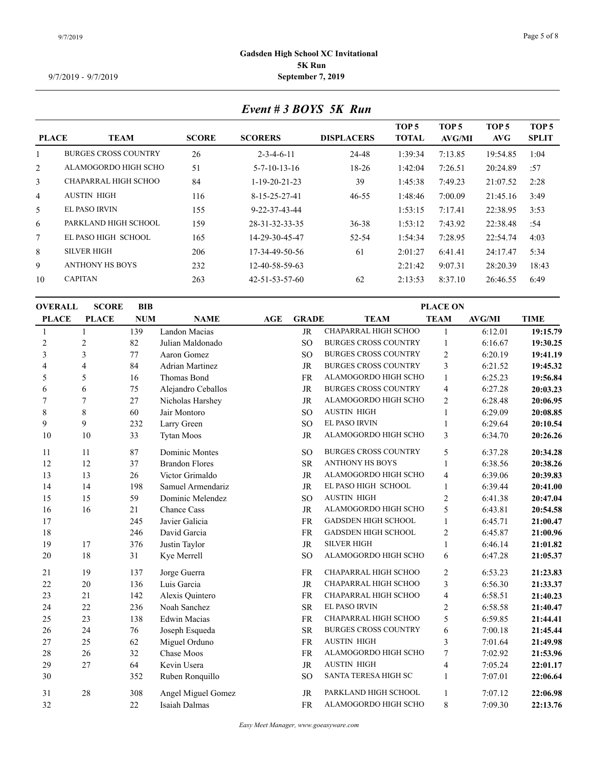**Gadsden High School XC Invitational**
**5K Run**
**September 7, 2019**

9/7/2019 - 9/7/2019

## *Event # 3 BOYS 5K Run*

| PLACE | TEAM | SCORE | SCORERS | DISPLACERS | TOP 5 TOTAL | TOP 5 AVG/MI | TOP 5 AVG | TOP 5 SPLIT |
|---|---|---|---|---|---|---|---|---|
| 1 | BURGES CROSS COUNTRY | 26 | 2-3-4-6-11 | 24-48 | 1:39:34 | 7:13.85 | 19:54.85 | 1:04 |
| 2 | ALAMOGORDO HIGH SCHO | 51 | 5-7-10-13-16 | 18-26 | 1:42:04 | 7:26.51 | 20:24.89 | :57 |
| 3 | CHAPARRAL HIGH SCHOO | 84 | 1-19-20-21-23 | 39 | 1:45:38 | 7:49.23 | 21:07.52 | 2:28 |
| 4 | AUSTIN HIGH | 116 | 8-15-25-27-41 | 46-55 | 1:48:46 | 7:00.09 | 21:45.16 | 3:49 |
| 5 | EL PASO IRVIN | 155 | 9-22-37-43-44 | | 1:53:15 | 7:17.41 | 22:38.95 | 3:53 |
| 6 | PARKLAND HIGH SCHOOL | 159 | 28-31-32-33-35 | 36-38 | 1:53:12 | 7:43.92 | 22:38.48 | :54 |
| 7 | EL PASO HIGH SCHOOL | 165 | 14-29-30-45-47 | 52-54 | 1:54:34 | 7:28.95 | 22:54.74 | 4:03 |
| 8 | SILVER HIGH | 206 | 17-34-49-50-56 | 61 | 2:01:27 | 6:41.41 | 24:17.47 | 5:34 |
| 9 | ANTHONY HS BOYS | 232 | 12-40-58-59-63 | | 2:21:42 | 9:07.31 | 28:20.39 | 18:43 |
| 10 | CAPITAN | 263 | 42-51-53-57-60 | 62 | 2:13:53 | 8:37.10 | 26:46.55 | 6:49 |

| OVERALL PLACE | SCORE PLACE | BIB NUM | NAME | AGE | GRADE | TEAM | PLACE ON TEAM | AVG/MI | TIME |
|---|---|---|---|---|---|---|---|---|---|
| 1 | 1 | 139 | Landon Macias | | JR | CHAPARRAL HIGH SCHOO | 1 | 6:12.01 | **19:15.79** |
| 2 | 2 | 82 | Julian Maldonado | | SO | BURGES CROSS COUNTRY | 1 | 6:16.67 | **19:30.25** |
| 3 | 3 | 77 | Aaron Gomez | | SO | BURGES CROSS COUNTRY | 2 | 6:20.19 | **19:41.19** |
| 4 | 4 | 84 | Adrian Martinez | | JR | BURGES CROSS COUNTRY | 3 | 6:21.52 | **19:45.32** |
| 5 | 5 | 16 | Thomas Bond | | FR | ALAMOGORDO HIGH SCHO | 1 | 6:25.23 | **19:56.84** |
| 6 | 6 | 75 | Alejandro Ceballos | | JR | BURGES CROSS COUNTRY | 4 | 6:27.28 | **20:03.23** |
| 7 | 7 | 27 | Nicholas Harshey | | JR | ALAMOGORDO HIGH SCHO | 2 | 6:28.48 | **20:06.95** |
| 8 | 8 | 60 | Jair Montoro | | SO | AUSTIN HIGH | 1 | 6:29.09 | **20:08.85** |
| 9 | 9 | 232 | Larry Green | | SO | EL PASO IRVIN | 1 | 6:29.64 | **20:10.54** |
| 10 | 10 | 33 | Tytan Moos | | JR | ALAMOGORDO HIGH SCHO | 3 | 6:34.70 | **20:26.26** |
| 11 | 11 | 87 | Dominic Montes | | SO | BURGES CROSS COUNTRY | 5 | 6:37.28 | **20:34.28** |
| 12 | 12 | 37 | Brandon Flores | | SR | ANTHONY HS BOYS | 1 | 6:38.56 | **20:38.26** |
| 13 | 13 | 26 | Victor Grimaldo | | JR | ALAMOGORDO HIGH SCHO | 4 | 6:39.06 | **20:39.83** |
| 14 | 14 | 198 | Samuel Armendariz | | JR | EL PASO HIGH SCHOOL | 1 | 6:39.44 | **20:41.00** |
| 15 | 15 | 59 | Dominic Melendez | | SO | AUSTIN HIGH | 2 | 6:41.38 | **20:47.04** |
| 16 | 16 | 21 | Chance Cass | | JR | ALAMOGORDO HIGH SCHO | 5 | 6:43.81 | **20:54.58** |
| 17 | | 245 | Javier Galicia | | FR | GADSDEN HIGH SCHOOL | 1 | 6:45.71 | **21:00.47** |
| 18 | | 246 | David Garcia | | FR | GADSDEN HIGH SCHOOL | 2 | 6:45.87 | **21:00.96** |
| 19 | 17 | 376 | Justin Taylor | | JR | SILVER HIGH | 1 | 6:46.14 | **21:01.82** |
| 20 | 18 | 31 | Kye Merrell | | SO | ALAMOGORDO HIGH SCHO | 6 | 6:47.28 | **21:05.37** |
| 21 | 19 | 137 | Jorge Guerra | | FR | CHAPARRAL HIGH SCHOO | 2 | 6:53.23 | **21:23.83** |
| 22 | 20 | 136 | Luis Garcia | | JR | CHAPARRAL HIGH SCHOO | 3 | 6:56.30 | **21:33.37** |
| 23 | 21 | 142 | Alexis Quintero | | FR | CHAPARRAL HIGH SCHOO | 4 | 6:58.51 | **21:40.23** |
| 24 | 22 | 236 | Noah Sanchez | | SR | EL PASO IRVIN | 2 | 6:58.58 | **21:40.47** |
| 25 | 23 | 138 | Edwin Macias | | FR | CHAPARRAL HIGH SCHOO | 5 | 6:59.85 | **21:44.41** |
| 26 | 24 | 76 | Joseph Esqueda | | SR | BURGES CROSS COUNTRY | 6 | 7:00.18 | **21:45.44** |
| 27 | 25 | 62 | Miguel Orduno | | FR | AUSTIN HIGH | 3 | 7:01.64 | **21:49.98** |
| 28 | 26 | 32 | Chase Moos | | FR | ALAMOGORDO HIGH SCHO | 7 | 7:02.92 | **21:53.96** |
| 29 | 27 | 64 | Kevin Usera | | JR | AUSTIN HIGH | 4 | 7:05.24 | **22:01.17** |
| 30 | | 352 | Ruben Ronquillo | | SO | SANTA TERESA HIGH SC | 1 | 7:07.01 | **22:06.64** |
| 31 | 28 | 308 | Angel Miguel Gomez | | JR | PARKLAND HIGH SCHOOL | 1 | 7:07.12 | **22:06.98** |
| 32 | | 22 | Isaiah Dalmas | | FR | ALAMOGORDO HIGH SCHO | 8 | 7:09.30 | **22:13.76** |

*Easy Meet Manager, www.goeasyware.com*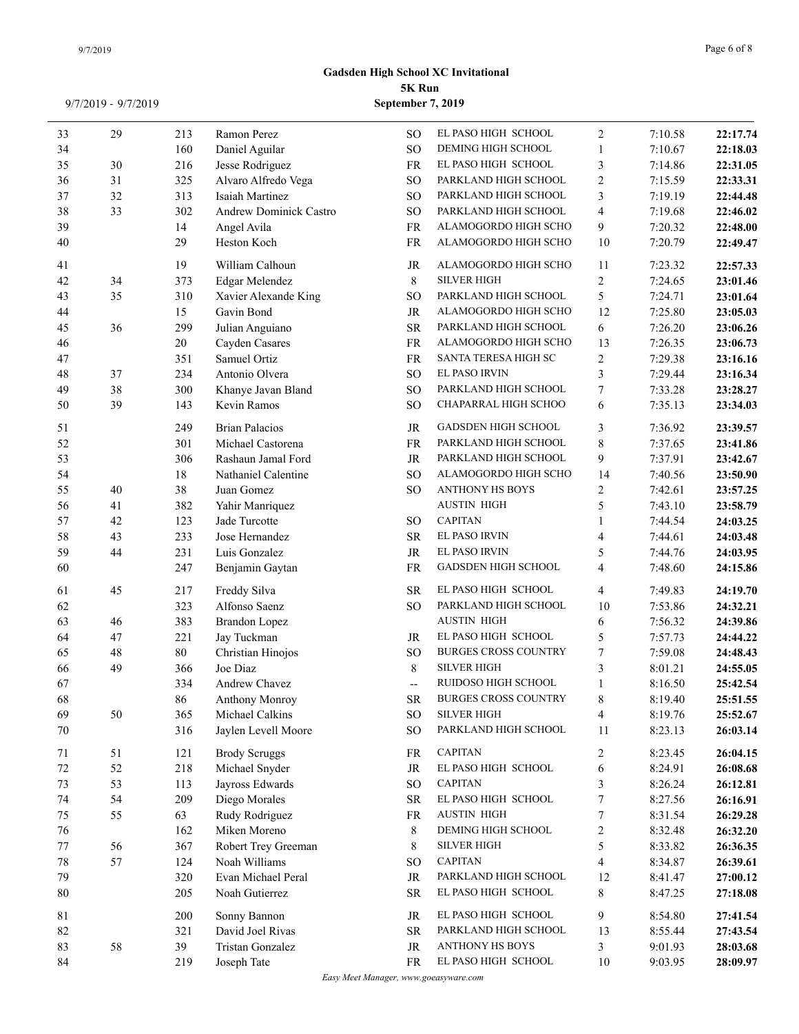## Gadsden High School XC Invitational

### 5K Run

**September 7, 2019**

9/7/2019 - 9/7/2019

| Place | Team Place | Bib | Name | Year | School | Team Pos | Pace | Time |
|---|---|---|---|---|---|---|---|---|
| 33 | 29 | 213 | Ramon Perez | SO | EL PASO HIGH SCHOOL | 2 | 7:10.58 | **22:17.74** |
| 34 | | 160 | Daniel Aguilar | SO | DEMING HIGH SCHOOL | 1 | 7:10.67 | **22:18.03** |
| 35 | 30 | 216 | Jesse Rodriguez | FR | EL PASO HIGH SCHOOL | 3 | 7:14.86 | **22:31.05** |
| 36 | 31 | 325 | Alvaro Alfredo Vega | SO | PARKLAND HIGH SCHOOL | 2 | 7:15.59 | **22:33.31** |
| 37 | 32 | 313 | Isaiah Martinez | SO | PARKLAND HIGH SCHOOL | 3 | 7:19.19 | **22:44.48** |
| 38 | 33 | 302 | Andrew Dominick Castro | SO | PARKLAND HIGH SCHOOL | 4 | 7:19.68 | **22:46.02** |
| 39 | | 14 | Angel Avila | FR | ALAMOGORDO HIGH SCHO | 9 | 7:20.32 | **22:48.00** |
| 40 | | 29 | Heston Koch | FR | ALAMOGORDO HIGH SCHO | 10 | 7:20.79 | **22:49.47** |
| 41 | | 19 | William Calhoun | JR | ALAMOGORDO HIGH SCHO | 11 | 7:23.32 | **22:57.33** |
| 42 | 34 | 373 | Edgar Melendez | 8 | SILVER HIGH | 2 | 7:24.65 | **23:01.46** |
| 43 | 35 | 310 | Xavier Alexande King | SO | PARKLAND HIGH SCHOOL | 5 | 7:24.71 | **23:01.64** |
| 44 | | 15 | Gavin Bond | JR | ALAMOGORDO HIGH SCHO | 12 | 7:25.80 | **23:05.03** |
| 45 | 36 | 299 | Julian Anguiano | SR | PARKLAND HIGH SCHOOL | 6 | 7:26.20 | **23:06.26** |
| 46 | | 20 | Cayden Casares | FR | ALAMOGORDO HIGH SCHO | 13 | 7:26.35 | **23:06.73** |
| 47 | | 351 | Samuel Ortiz | FR | SANTA TERESA HIGH SC | 2 | 7:29.38 | **23:16.16** |
| 48 | 37 | 234 | Antonio Olvera | SO | EL PASO IRVIN | 3 | 7:29.44 | **23:16.34** |
| 49 | 38 | 300 | Khanye Javan Bland | SO | PARKLAND HIGH SCHOOL | 7 | 7:33.28 | **23:28.27** |
| 50 | 39 | 143 | Kevin Ramos | SO | CHAPARRAL HIGH SCHOO | 6 | 7:35.13 | **23:34.03** |
| 51 | | 249 | Brian Palacios | JR | GADSDEN HIGH SCHOOL | 3 | 7:36.92 | **23:39.57** |
| 52 | | 301 | Michael Castorena | FR | PARKLAND HIGH SCHOOL | 8 | 7:37.65 | **23:41.86** |
| 53 | | 306 | Rashaun Jamal Ford | JR | PARKLAND HIGH SCHOOL | 9 | 7:37.91 | **23:42.67** |
| 54 | | 18 | Nathaniel Calentine | SO | ALAMOGORDO HIGH SCHO | 14 | 7:40.56 | **23:50.90** |
| 55 | 40 | 38 | Juan Gomez | SO | ANTHONY HS BOYS | 2 | 7:42.61 | **23:57.25** |
| 56 | 41 | 382 | Yahir Manriquez | | AUSTIN HIGH | 5 | 7:43.10 | **23:58.79** |
| 57 | 42 | 123 | Jade Turcotte | SO | CAPITAN | 1 | 7:44.54 | **24:03.25** |
| 58 | 43 | 233 | Jose Hernandez | SR | EL PASO IRVIN | 4 | 7:44.61 | **24:03.48** |
| 59 | 44 | 231 | Luis Gonzalez | JR | EL PASO IRVIN | 5 | 7:44.76 | **24:03.95** |
| 60 | | 247 | Benjamin Gaytan | FR | GADSDEN HIGH SCHOOL | 4 | 7:48.60 | **24:15.86** |
| 61 | 45 | 217 | Freddy Silva | SR | EL PASO HIGH SCHOOL | 4 | 7:49.83 | **24:19.70** |
| 62 | | 323 | Alfonso Saenz | SO | PARKLAND HIGH SCHOOL | 10 | 7:53.86 | **24:32.21** |
| 63 | 46 | 383 | Brandon Lopez | | AUSTIN HIGH | 6 | 7:56.32 | **24:39.86** |
| 64 | 47 | 221 | Jay Tuckman | JR | EL PASO HIGH SCHOOL | 5 | 7:57.73 | **24:44.22** |
| 65 | 48 | 80 | Christian Hinojos | SO | BURGES CROSS COUNTRY | 7 | 7:59.08 | **24:48.43** |
| 66 | 49 | 366 | Joe Diaz | 8 | SILVER HIGH | 3 | 8:01.21 | **24:55.05** |
| 67 | | 334 | Andrew Chavez | -- | RUIDOSO HIGH SCHOOL | 1 | 8:16.50 | **25:42.54** |
| 68 | | 86 | Anthony Monroy | SR | BURGES CROSS COUNTRY | 8 | 8:19.40 | **25:51.55** |
| 69 | 50 | 365 | Michael Calkins | SO | SILVER HIGH | 4 | 8:19.76 | **25:52.67** |
| 70 | | 316 | Jaylen Levell Moore | SO | PARKLAND HIGH SCHOOL | 11 | 8:23.13 | **26:03.14** |
| 71 | 51 | 121 | Brody Scruggs | FR | CAPITAN | 2 | 8:23.45 | **26:04.15** |
| 72 | 52 | 218 | Michael Snyder | JR | EL PASO HIGH SCHOOL | 6 | 8:24.91 | **26:08.68** |
| 73 | 53 | 113 | Jayross Edwards | SO | CAPITAN | 3 | 8:26.24 | **26:12.81** |
| 74 | 54 | 209 | Diego Morales | SR | EL PASO HIGH SCHOOL | 7 | 8:27.56 | **26:16.91** |
| 75 | 55 | 63 | Rudy Rodriguez | FR | AUSTIN HIGH | 7 | 8:31.54 | **26:29.28** |
| 76 | | 162 | Miken Moreno | 8 | DEMING HIGH SCHOOL | 2 | 8:32.48 | **26:32.20** |
| 77 | 56 | 367 | Robert Trey Greeman | 8 | SILVER HIGH | 5 | 8:33.82 | **26:36.35** |
| 78 | 57 | 124 | Noah Williams | SO | CAPITAN | 4 | 8:34.87 | **26:39.61** |
| 79 | | 320 | Evan Michael Peral | JR | PARKLAND HIGH SCHOOL | 12 | 8:41.47 | **27:00.12** |
| 80 | | 205 | Noah Gutierrez | SR | EL PASO HIGH SCHOOL | 8 | 8:47.25 | **27:18.08** |
| 81 | | 200 | Sonny Bannon | JR | EL PASO HIGH SCHOOL | 9 | 8:54.80 | **27:41.54** |
| 82 | | 321 | David Joel Rivas | SR | PARKLAND HIGH SCHOOL | 13 | 8:55.44 | **27:43.54** |
| 83 | 58 | 39 | Tristan Gonzalez | JR | ANTHONY HS BOYS | 3 | 9:01.93 | **28:03.68** |
| 84 | | 219 | Joseph Tate | FR | EL PASO HIGH SCHOOL | 10 | 9:03.95 | **28:09.97** |

*Easy Meet Manager, www.goeasyware.com*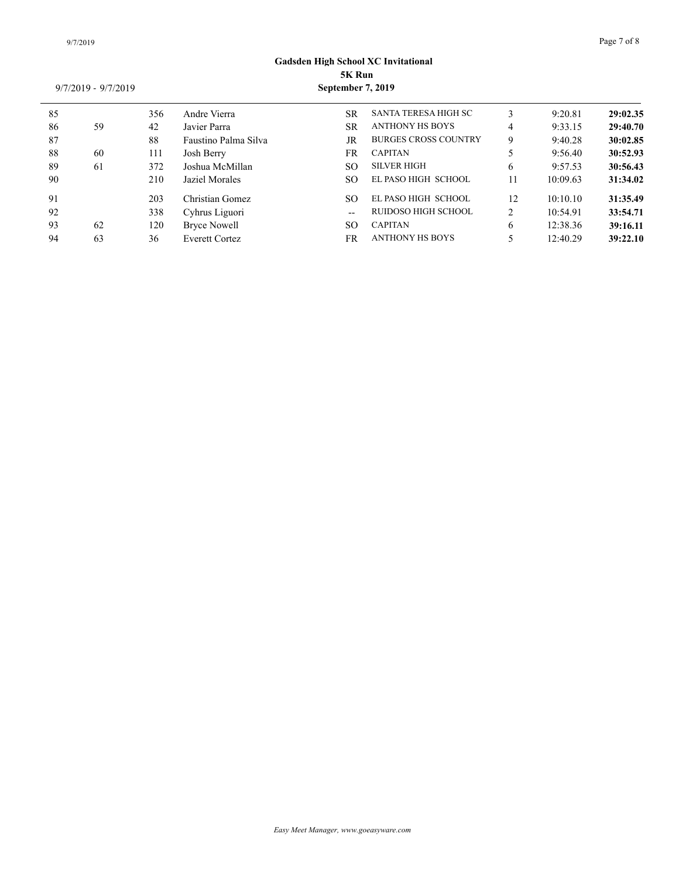**Gadsden High School XC Invitational**
**5K Run**
**September 7, 2019**

9/7/2019 - 9/7/2019

| | | | | | | | | |
|---|---|---|---|---|---|---|---|---|
| 85 | | 356 | Andre Vierra | SR | SANTA TERESA HIGH SC | 3 | 9:20.81 | **29:02.35** |
| 86 | 59 | 42 | Javier Parra | SR | ANTHONY HS BOYS | 4 | 9:33.15 | **29:40.70** |
| 87 | | 88 | Faustino Palma Silva | JR | BURGES CROSS COUNTRY | 9 | 9:40.28 | **30:02.85** |
| 88 | 60 | 111 | Josh Berry | FR | CAPITAN | 5 | 9:56.40 | **30:52.93** |
| 89 | 61 | 372 | Joshua McMillan | SO | SILVER HIGH | 6 | 9:57.53 | **30:56.43** |
| 90 | | 210 | Jaziel Morales | SO | EL PASO HIGH SCHOOL | 11 | 10:09.63 | **31:34.02** |
| 91 | | 203 | Christian Gomez | SO | EL PASO HIGH SCHOOL | 12 | 10:10.10 | **31:35.49** |
| 92 | | 338 | Cyhrus Liguori | -- | RUIDOSO HIGH SCHOOL | 2 | 10:54.91 | **33:54.71** |
| 93 | 62 | 120 | Bryce Nowell | SO | CAPITAN | 6 | 12:38.36 | **39:16.11** |
| 94 | 63 | 36 | Everett Cortez | FR | ANTHONY HS BOYS | 5 | 12:40.29 | **39:22.10** |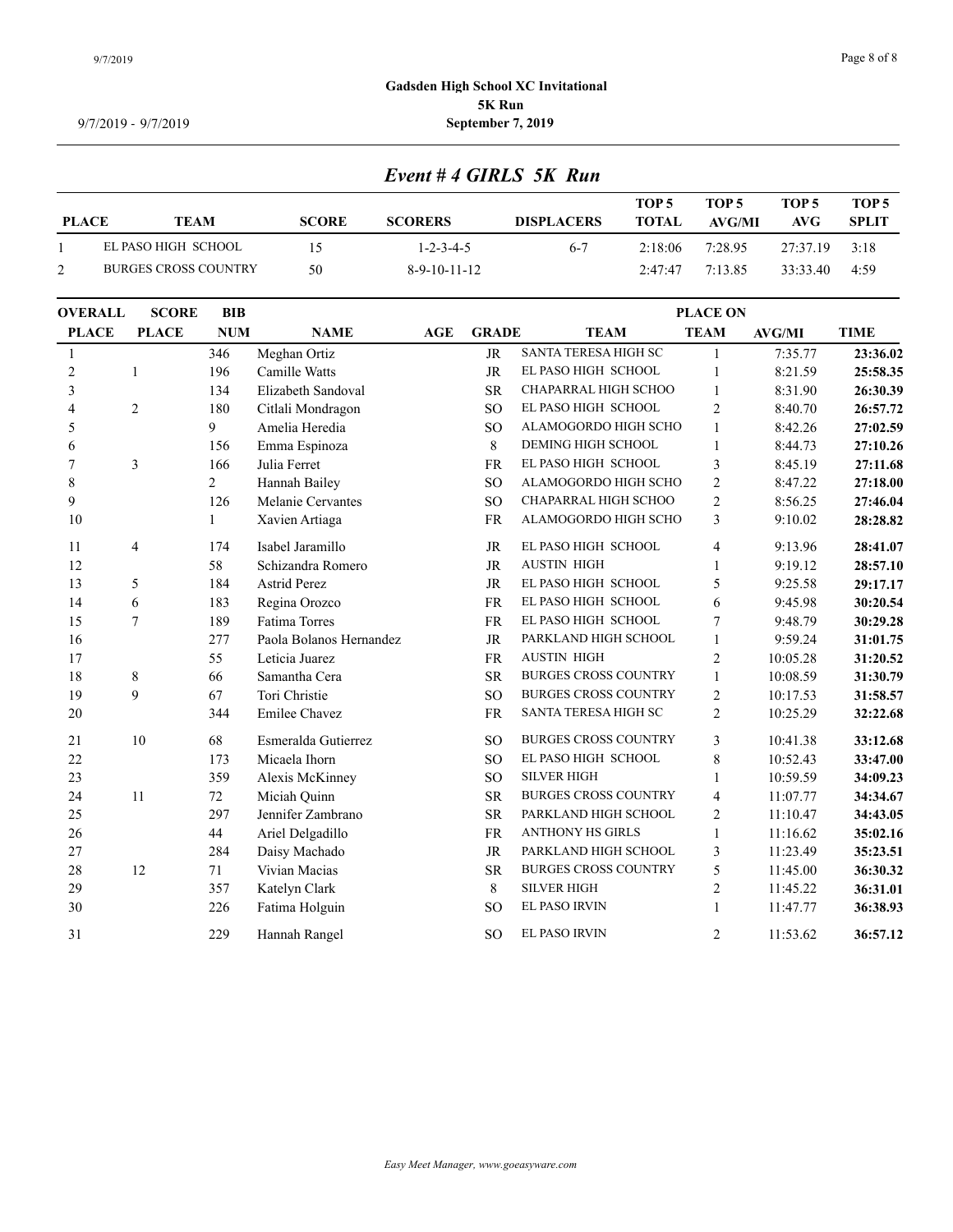**Gadsden High School XC Invitational**
**5K Run**
**September 7, 2019**

9/7/2019 - 9/7/2019

## *Event # 4 GIRLS 5K Run*

| PLACE | TEAM | SCORE | SCORERS | DISPLACERS | TOP 5 TOTAL | TOP 5 AVG/MI | TOP 5 AVG | TOP 5 SPLIT |
|---|---|---|---|---|---|---|---|---|
| 1 | EL PASO HIGH SCHOOL | 15 | 1-2-3-4-5 | 6-7 | 2:18:06 | 7:28.95 | 27:37.19 | 3:18 |
| 2 | BURGES CROSS COUNTRY | 50 | 8-9-10-11-12 | | 2:47:47 | 7:13.85 | 33:33.40 | 4:59 |

| OVERALL PLACE | SCORE PLACE | BIB NUM | NAME | AGE | GRADE | TEAM | PLACE ON TEAM | AVG/MI | TIME |
|---|---|---|---|---|---|---|---|---|---|
| 1 | | 346 | Meghan Ortiz | | JR | SANTA TERESA HIGH SC | 1 | 7:35.77 | **23:36.02** |
| 2 | 1 | 196 | Camille Watts | | JR | EL PASO HIGH SCHOOL | 1 | 8:21.59 | **25:58.35** |
| 3 | | 134 | Elizabeth Sandoval | | SR | CHAPARRAL HIGH SCHOO | 1 | 8:31.90 | **26:30.39** |
| 4 | 2 | 180 | Citlali Mondragon | | SO | EL PASO HIGH SCHOOL | 2 | 8:40.70 | **26:57.72** |
| 5 | | 9 | Amelia Heredia | | SO | ALAMOGORDO HIGH SCHO | 1 | 8:42.26 | **27:02.59** |
| 6 | | 156 | Emma Espinoza | | 8 | DEMING HIGH SCHOOL | 1 | 8:44.73 | **27:10.26** |
| 7 | 3 | 166 | Julia Ferret | | FR | EL PASO HIGH SCHOOL | 3 | 8:45.19 | **27:11.68** |
| 8 | | 2 | Hannah Bailey | | SO | ALAMOGORDO HIGH SCHO | 2 | 8:47.22 | **27:18.00** |
| 9 | | 126 | Melanie Cervantes | | SO | CHAPARRAL HIGH SCHOO | 2 | 8:56.25 | **27:46.04** |
| 10 | | 1 | Xavien Artiaga | | FR | ALAMOGORDO HIGH SCHO | 3 | 9:10.02 | **28:28.82** |
| 11 | 4 | 174 | Isabel Jaramillo | | JR | EL PASO HIGH SCHOOL | 4 | 9:13.96 | **28:41.07** |
| 12 | | 58 | Schizandra Romero | | JR | AUSTIN HIGH | 1 | 9:19.12 | **28:57.10** |
| 13 | 5 | 184 | Astrid Perez | | JR | EL PASO HIGH SCHOOL | 5 | 9:25.58 | **29:17.17** |
| 14 | 6 | 183 | Regina Orozco | | FR | EL PASO HIGH SCHOOL | 6 | 9:45.98 | **30:20.54** |
| 15 | 7 | 189 | Fatima Torres | | FR | EL PASO HIGH SCHOOL | 7 | 9:48.79 | **30:29.28** |
| 16 | | 277 | Paola Bolanos Hernandez | | JR | PARKLAND HIGH SCHOOL | 1 | 9:59.24 | **31:01.75** |
| 17 | | 55 | Leticia Juarez | | FR | AUSTIN HIGH | 2 | 10:05.28 | **31:20.52** |
| 18 | 8 | 66 | Samantha Cera | | SR | BURGES CROSS COUNTRY | 1 | 10:08.59 | **31:30.79** |
| 19 | 9 | 67 | Tori Christie | | SO | BURGES CROSS COUNTRY | 2 | 10:17.53 | **31:58.57** |
| 20 | | 344 | Emilee Chavez | | FR | SANTA TERESA HIGH SC | 2 | 10:25.29 | **32:22.68** |
| 21 | 10 | 68 | Esmeralda Gutierrez | | SO | BURGES CROSS COUNTRY | 3 | 10:41.38 | **33:12.68** |
| 22 | | 173 | Micaela Ihorn | | SO | EL PASO HIGH SCHOOL | 8 | 10:52.43 | **33:47.00** |
| 23 | | 359 | Alexis McKinney | | SO | SILVER HIGH | 1 | 10:59.59 | **34:09.23** |
| 24 | 11 | 72 | Miciah Quinn | | SR | BURGES CROSS COUNTRY | 4 | 11:07.77 | **34:34.67** |
| 25 | | 297 | Jennifer Zambrano | | SR | PARKLAND HIGH SCHOOL | 2 | 11:10.47 | **34:43.05** |
| 26 | | 44 | Ariel Delgadillo | | FR | ANTHONY HS GIRLS | 1 | 11:16.62 | **35:02.16** |
| 27 | | 284 | Daisy Machado | | JR | PARKLAND HIGH SCHOOL | 3 | 11:23.49 | **35:23.51** |
| 28 | 12 | 71 | Vivian Macias | | SR | BURGES CROSS COUNTRY | 5 | 11:45.00 | **36:30.32** |
| 29 | | 357 | Katelyn Clark | | 8 | SILVER HIGH | 2 | 11:45.22 | **36:31.01** |
| 30 | | 226 | Fatima Holguin | | SO | EL PASO IRVIN | 1 | 11:47.77 | **36:38.93** |
| 31 | | 229 | Hannah Rangel | | SO | EL PASO IRVIN | 2 | 11:53.62 | **36:57.12** |

*Easy Meet Manager, www.goeasyware.com*